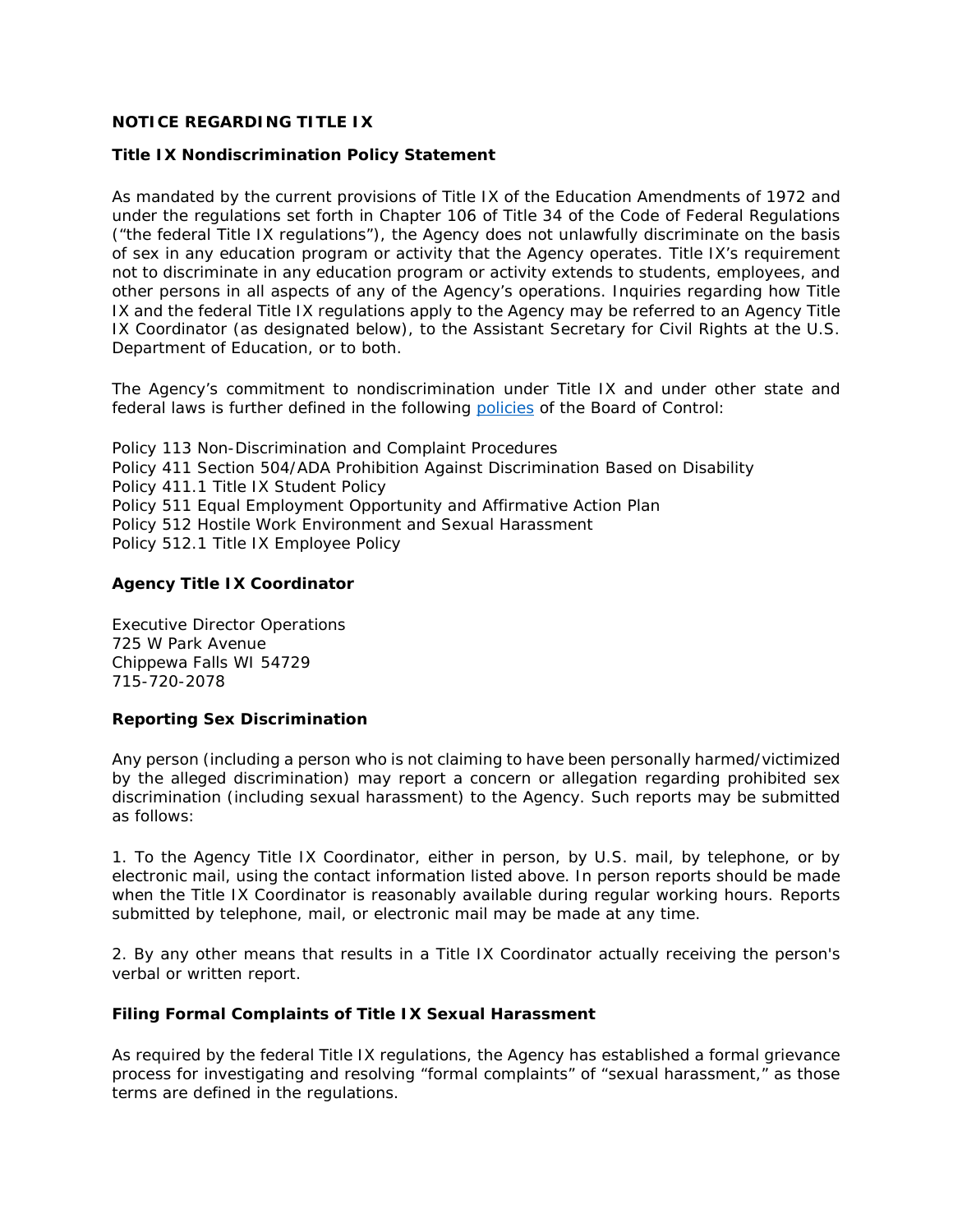## NOTICE REGARDING TITLE IX

### Title IX Nondiscrimination Policy Statement

As mandated by the current provisions of Title IX of the Education Amendments of 1972 and under the regulations set forth in Chapter 106 of Title 34 of the Code of Federal Regulations ("the federal Title IX regulations"), the Agency does not unlawfully discriminate on the basis of sex in any education program or activity that the Agency operates. Title IX's requirement not to discriminate in any education program or activity extends to students, employees, and other persons in all aspects of any of the Agency's operations. Inquiries regarding how Title IX and the federal Title IX regulations apply to the Agency may be referred to an Agency Title IX Coordinator (as designated below), to the Assistant Secretary for Civil Rights at the U.S. Department of Education, or to both.

The Agency's commitment to nondiscrimination under Title IX and under other state and federal laws is further defined in the following policies of the Board of Control:

Policy 113 Non-Discrimination and Complaint Procedures
Policy 411 Section 504/ADA Prohibition Against Discrimination Based on Disability
Policy 411.1 Title IX Student Policy
Policy 511 Equal Employment Opportunity and Affirmative Action Plan
Policy 512 Hostile Work Environment and Sexual Harassment
Policy 512.1 Title IX Employee Policy

### Agency Title IX Coordinator

Executive Director Operations
725 W Park Avenue
Chippewa Falls WI 54729
715-720-2078

### Reporting Sex Discrimination

Any person (including a person who is not claiming to have been personally harmed/victimized by the alleged discrimination) may report a concern or allegation regarding prohibited sex discrimination (including sexual harassment) to the Agency. Such reports may be submitted as follows:

1. To the Agency Title IX Coordinator, either in person, by U.S. mail, by telephone, or by electronic mail, using the contact information listed above. In person reports should be made when the Title IX Coordinator is reasonably available during regular working hours. Reports submitted by telephone, mail, or electronic mail may be made at any time.

2. By any other means that results in a Title IX Coordinator actually receiving the person's verbal or written report.

### Filing Formal Complaints of Title IX Sexual Harassment

As required by the federal Title IX regulations, the Agency has established a formal grievance process for investigating and resolving "formal complaints" of "sexual harassment," as those terms are defined in the regulations.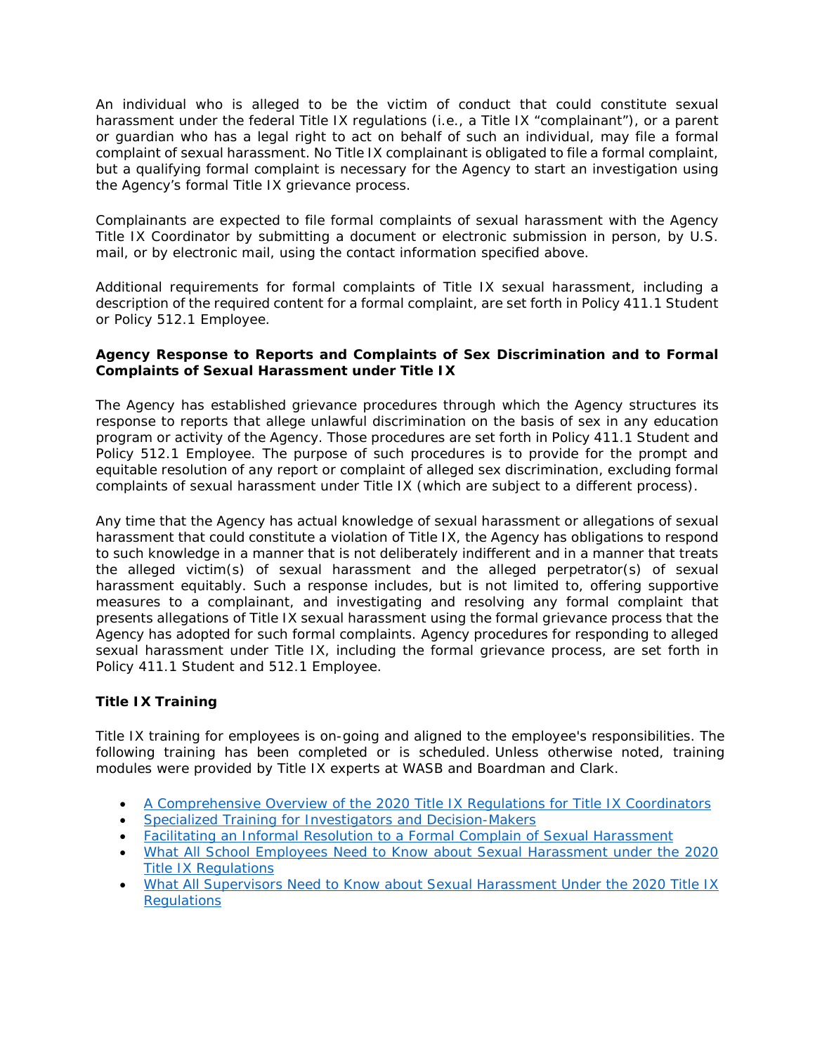An individual who is alleged to be the victim of conduct that could constitute sexual harassment under the federal Title IX regulations (i.e., a Title IX "complainant"), or a parent or guardian who has a legal right to act on behalf of such an individual, may file a formal complaint of sexual harassment. No Title IX complainant is obligated to file a formal complaint, but a qualifying formal complaint is necessary for the Agency to start an investigation using the Agency's formal Title IX grievance process.

Complainants are expected to file formal complaints of sexual harassment with the Agency Title IX Coordinator by submitting a document or electronic submission in person, by U.S. mail, or by electronic mail, using the contact information specified above.

Additional requirements for formal complaints of Title IX sexual harassment, including a description of the required content for a formal complaint, are set forth in Policy 411.1 Student or Policy 512.1 Employee.

**Agency Response to Reports and Complaints of Sex Discrimination and to Formal Complaints of Sexual Harassment under Title IX**

The Agency has established grievance procedures through which the Agency structures its response to reports that allege unlawful discrimination on the basis of sex in any education program or activity of the Agency. Those procedures are set forth in Policy 411.1 Student and Policy 512.1 Employee. The purpose of such procedures is to provide for the prompt and equitable resolution of any report or complaint of alleged sex discrimination, excluding formal complaints of sexual harassment under Title IX (which are subject to a different process).

Any time that the Agency has actual knowledge of sexual harassment or allegations of sexual harassment that could constitute a violation of Title IX, the Agency has obligations to respond to such knowledge in a manner that is not deliberately indifferent and in a manner that treats the alleged victim(s) of sexual harassment and the alleged perpetrator(s) of sexual harassment equitably. Such a response includes, but is not limited to, offering supportive measures to a complainant, and investigating and resolving any formal complaint that presents allegations of Title IX sexual harassment using the formal grievance process that the Agency has adopted for such formal complaints. Agency procedures for responding to alleged sexual harassment under Title IX, including the formal grievance process, are set forth in Policy 411.1 Student and 512.1 Employee.

**Title IX Training**

Title IX training for employees is on-going and aligned to the employee's responsibilities. The following training has been completed or is scheduled. Unless otherwise noted, training modules were provided by Title IX experts at WASB and Boardman and Clark.

- A Comprehensive Overview of the 2020 Title IX Regulations for Title IX Coordinators
- Specialized Training for Investigators and Decision-Makers
- Facilitating an Informal Resolution to a Formal Complain of Sexual Harassment
- What All School Employees Need to Know about Sexual Harassment under the 2020 Title IX Regulations
- What All Supervisors Need to Know about Sexual Harassment Under the 2020 Title IX Regulations